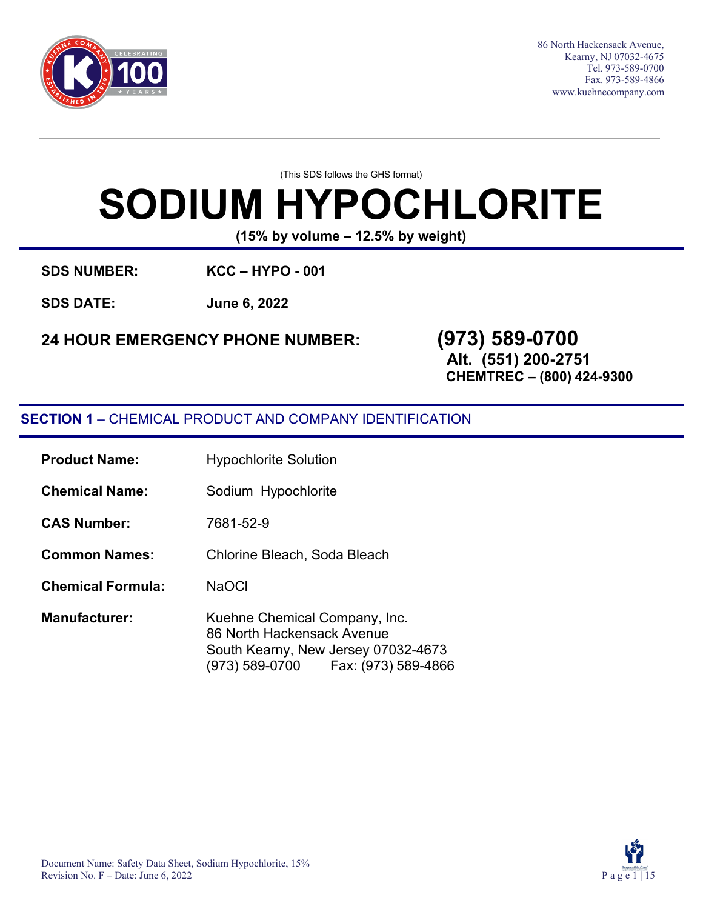86 North Hackensack Avenue,
Kearny, NJ 07032-4675
Tel. 973-589-0700
Fax. 973-589-4866
www.kuehnecompany.com

(This SDS follows the GHS format)

# SODIUM HYPOCHLORITE

**(15% by volume – 12.5% by weight)**

**SDS NUMBER:** **KCC – HYPO - 001**

**SDS DATE:** **June 6, 2022**

**24 HOUR EMERGENCY PHONE NUMBER:** **(973) 589-0700**
**Alt. (551) 200-2751**
**CHEMTREC – (800) 424-9300**

## SECTION 1 – CHEMICAL PRODUCT AND COMPANY IDENTIFICATION

**Product Name:** Hypochlorite Solution

**Chemical Name:** Sodium Hypochlorite

**CAS Number:** 7681-52-9

**Common Names:** Chlorine Bleach, Soda Bleach

**Chemical Formula:** NaOCl

**Manufacturer:** Kuehne Chemical Company, Inc.
86 North Hackensack Avenue
South Kearny, New Jersey 07032-4673
(973) 589-0700 Fax: (973) 589-4866

Document Name: Safety Data Sheet, Sodium Hypochlorite, 15%
Revision No. F – Date: June 6, 2022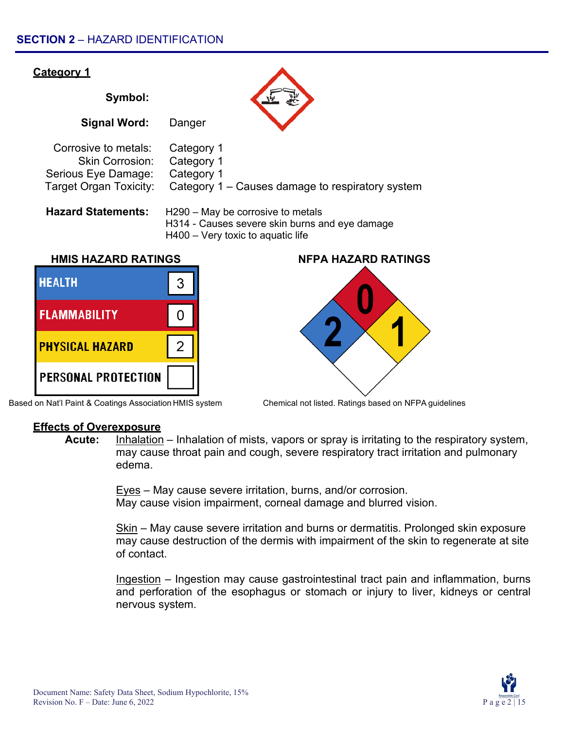## SECTION 2 – HAZARD IDENTIFICATION

**Category 1**

**Symbol:**

**Signal Word:** Danger

Corrosive to metals: Category 1
Skin Corrosion: Category 1
Serious Eye Damage: Category 1
Target Organ Toxicity: Category 1 – Causes damage to respiratory system

**Hazard Statements:**
H290 – May be corrosive to metals
H314 - Causes severe skin burns and eye damage
H400 – Very toxic to aquatic life

**HMIS HAZARD RATINGS**

| HEALTH | 3 |
|---|---|
| FLAMMABILITY | 0 |
| PHYSICAL HAZARD | 2 |
| PERSONAL PROTECTION | |

Based on Nat'l Paint & Coatings Association HMIS system

**NFPA HAZARD RATINGS**

Health (blue): 2
Flammability (red): 0
Instability (yellow): 1
Special (white):

Chemical not listed. Ratings based on NFPA guidelines

**Effects of Overexposure**

**Acute:** Inhalation – Inhalation of mists, vapors or spray is irritating to the respiratory system, may cause throat pain and cough, severe respiratory tract irritation and pulmonary edema.

Eyes – May cause severe irritation, burns, and/or corrosion.
May cause vision impairment, corneal damage and blurred vision.

Skin – May cause severe irritation and burns or dermatitis. Prolonged skin exposure may cause destruction of the dermis with impairment of the skin to regenerate at site of contact.

Ingestion – Ingestion may cause gastrointestinal tract pain and inflammation, burns and perforation of the esophagus or stomach or injury to liver, kidneys or central nervous system.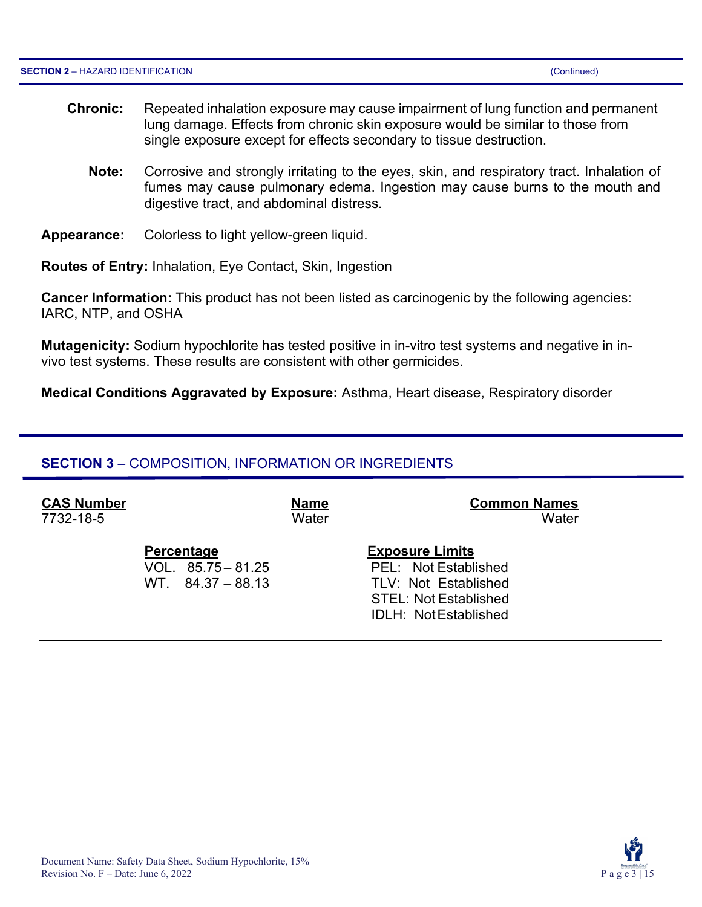**SECTION 2** – HAZARD IDENTIFICATION (Continued)

**Chronic:** Repeated inhalation exposure may cause impairment of lung function and permanent lung damage. Effects from chronic skin exposure would be similar to those from single exposure except for effects secondary to tissue destruction.

**Note:** Corrosive and strongly irritating to the eyes, skin, and respiratory tract. Inhalation of fumes may cause pulmonary edema. Ingestion may cause burns to the mouth and digestive tract, and abdominal distress.

**Appearance:** Colorless to light yellow-green liquid.

**Routes of Entry:** Inhalation, Eye Contact, Skin, Ingestion

**Cancer Information:** This product has not been listed as carcinogenic by the following agencies: IARC, NTP, and OSHA

**Mutagenicity:** Sodium hypochlorite has tested positive in in-vitro test systems and negative in in-vivo test systems. These results are consistent with other germicides.

**Medical Conditions Aggravated by Exposure:** Asthma, Heart disease, Respiratory disorder

## SECTION 3 – COMPOSITION, INFORMATION OR INGREDIENTS

| CAS Number | Name | Common Names |
|---|---|---|
| 7732-18-5 | Water | Water |

| Percentage | Exposure Limits |
|---|---|
| VOL. 85.75 – 81.25 | PEL: Not Established |
| WT. 84.37 – 88.13 | TLV: Not Established |
| | STEL: Not Established |
| | IDLH: Not Established |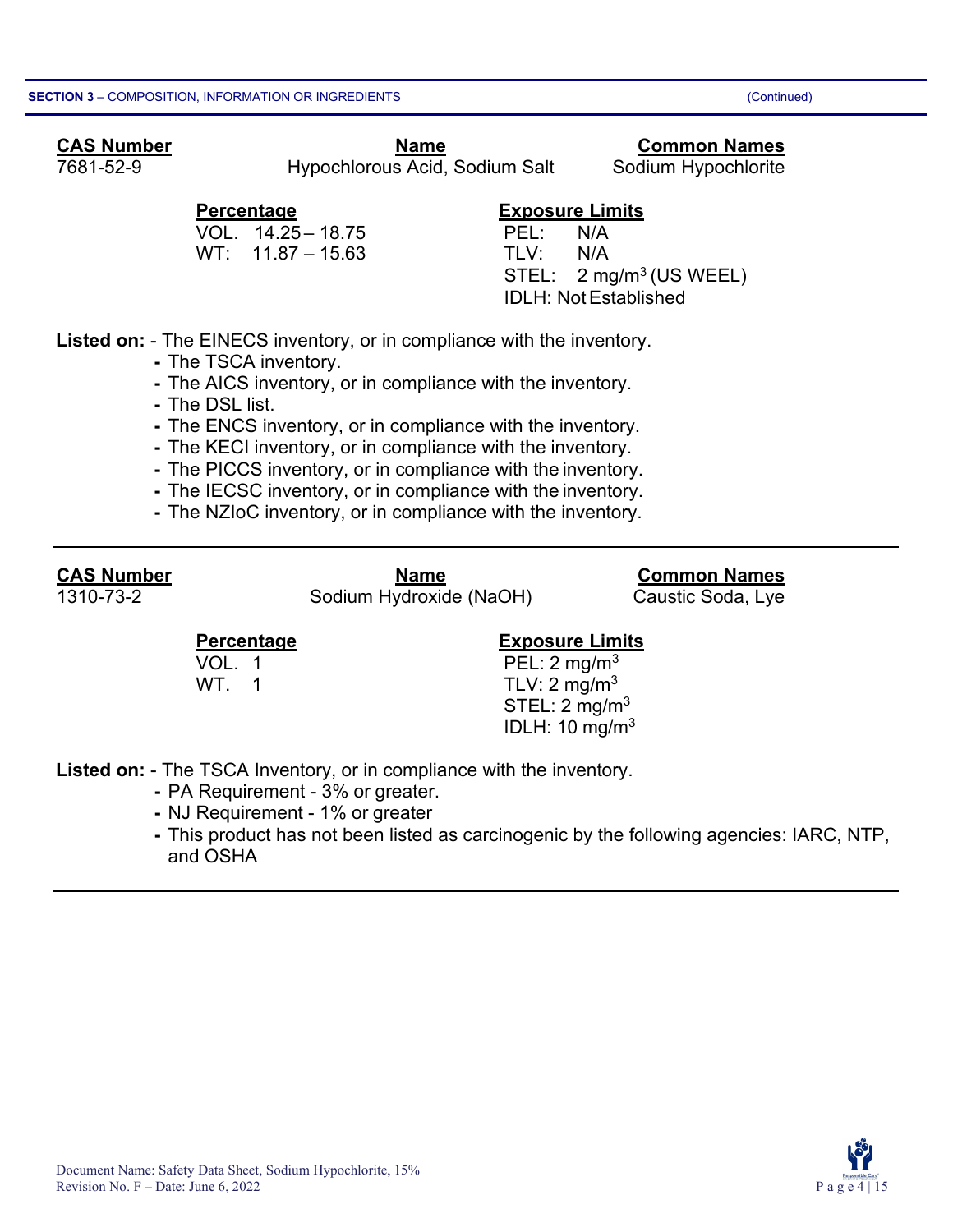**SECTION 3** – COMPOSITION, INFORMATION OR INGREDIENTS (Continued)

| CAS Number | Name | Common Names |
|---|---|---|
| 7681-52-9 | Hypochlorous Acid, Sodium Salt | Sodium Hypochlorite |

| Percentage | Exposure Limits |
|---|---|
| VOL. 14.25 – 18.75 | PEL: N/A |
| WT: 11.87 – 15.63 | TLV: N/A |
| | STEL: 2 mg/m$^3$ (US WEEL) |
| | IDLH: Not Established |

**Listed on:**
- The EINECS inventory, or in compliance with the inventory.
- The TSCA inventory.
- The AICS inventory, or in compliance with the inventory.
- The DSL list.
- The ENCS inventory, or in compliance with the inventory.
- The KECI inventory, or in compliance with the inventory.
- The PICCS inventory, or in compliance with the inventory.
- The IECSC inventory, or in compliance with the inventory.
- The NZIoC inventory, or in compliance with the inventory.

---

| CAS Number | Name | Common Names |
|---|---|---|
| 1310-73-2 | Sodium Hydroxide (NaOH) | Caustic Soda, Lye |

| Percentage | Exposure Limits |
|---|---|
| VOL. 1 | PEL: 2 mg/m$^3$ |
| WT. 1 | TLV: 2 mg/m$^3$ |
| | STEL: 2 mg/m$^3$ |
| | IDLH: 10 mg/m$^3$ |

**Listed on:**
- The TSCA Inventory, or in compliance with the inventory.
- PA Requirement - 3% or greater.
- NJ Requirement - 1% or greater
- This product has not been listed as carcinogenic by the following agencies: IARC, NTP, and OSHA

---

Document Name: Safety Data Sheet, Sodium Hypochlorite, 15%
Revision No. F – Date: June 6, 2022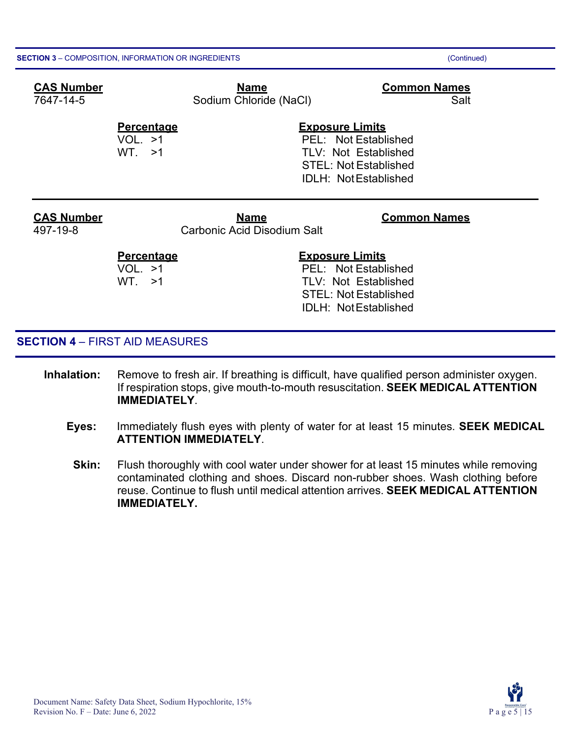**SECTION 3** – COMPOSITION, INFORMATION OR INGREDIENTS (Continued)

| CAS Number | Name | Common Names |
|---|---|---|
| 7647-14-5 | Sodium Chloride (NaCl) | Salt |

| Percentage | Exposure Limits |
|---|---|
| VOL. >1 | PEL: Not Established |
| WT. >1 | TLV: Not Established |
| | STEL: Not Established |
| | IDLH: Not Established |

---

| CAS Number | Name | Common Names |
|---|---|---|
| 497-19-8 | Carbonic Acid Disodium Salt | |

| Percentage | Exposure Limits |
|---|---|
| VOL. >1 | PEL: Not Established |
| WT. >1 | TLV: Not Established |
| | STEL: Not Established |
| | IDLH: Not Established |

## SECTION 4 – FIRST AID MEASURES

**Inhalation:** Remove to fresh air. If breathing is difficult, have qualified person administer oxygen. If respiration stops, give mouth-to-mouth resuscitation. **SEEK MEDICAL ATTENTION IMMEDIATELY**.

**Eyes:** Immediately flush eyes with plenty of water for at least 15 minutes. **SEEK MEDICAL ATTENTION IMMEDIATELY**.

**Skin:** Flush thoroughly with cool water under shower for at least 15 minutes while removing contaminated clothing and shoes. Discard non-rubber shoes. Wash clothing before reuse. Continue to flush until medical attention arrives. **SEEK MEDICAL ATTENTION IMMEDIATELY.**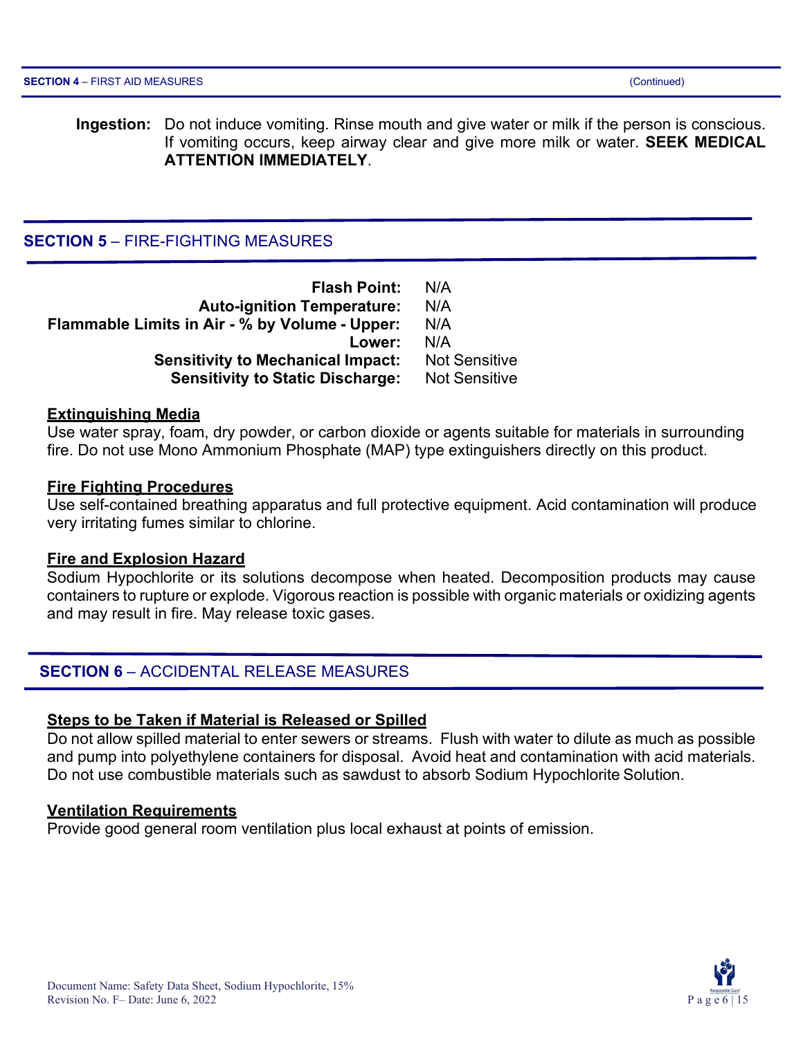**SECTION 4** – FIRST AID MEASURES (Continued)

**Ingestion:** Do not induce vomiting. Rinse mouth and give water or milk if the person is conscious. If vomiting occurs, keep airway clear and give more milk or water. **SEEK MEDICAL ATTENTION IMMEDIATELY**.

## SECTION 5 – FIRE-FIGHTING MEASURES

| | |
|---|---|
| **Flash Point:** | N/A |
| **Auto-ignition Temperature:** | N/A |
| **Flammable Limits in Air - % by Volume - Upper:** | N/A |
| **Lower:** | N/A |
| **Sensitivity to Mechanical Impact:** | Not Sensitive |
| **Sensitivity to Static Discharge:** | Not Sensitive |

**Extinguishing Media**

Use water spray, foam, dry powder, or carbon dioxide or agents suitable for materials in surrounding fire. Do not use Mono Ammonium Phosphate (MAP) type extinguishers directly on this product.

**Fire Fighting Procedures**

Use self-contained breathing apparatus and full protective equipment. Acid contamination will produce very irritating fumes similar to chlorine.

**Fire and Explosion Hazard**

Sodium Hypochlorite or its solutions decompose when heated. Decomposition products may cause containers to rupture or explode. Vigorous reaction is possible with organic materials or oxidizing agents and may result in fire. May release toxic gases.

## SECTION 6 – ACCIDENTAL RELEASE MEASURES

**Steps to be Taken if Material is Released or Spilled**

Do not allow spilled material to enter sewers or streams. Flush with water to dilute as much as possible and pump into polyethylene containers for disposal. Avoid heat and contamination with acid materials. Do not use combustible materials such as sawdust to absorb Sodium Hypochlorite Solution.

**Ventilation Requirements**

Provide good general room ventilation plus local exhaust at points of emission.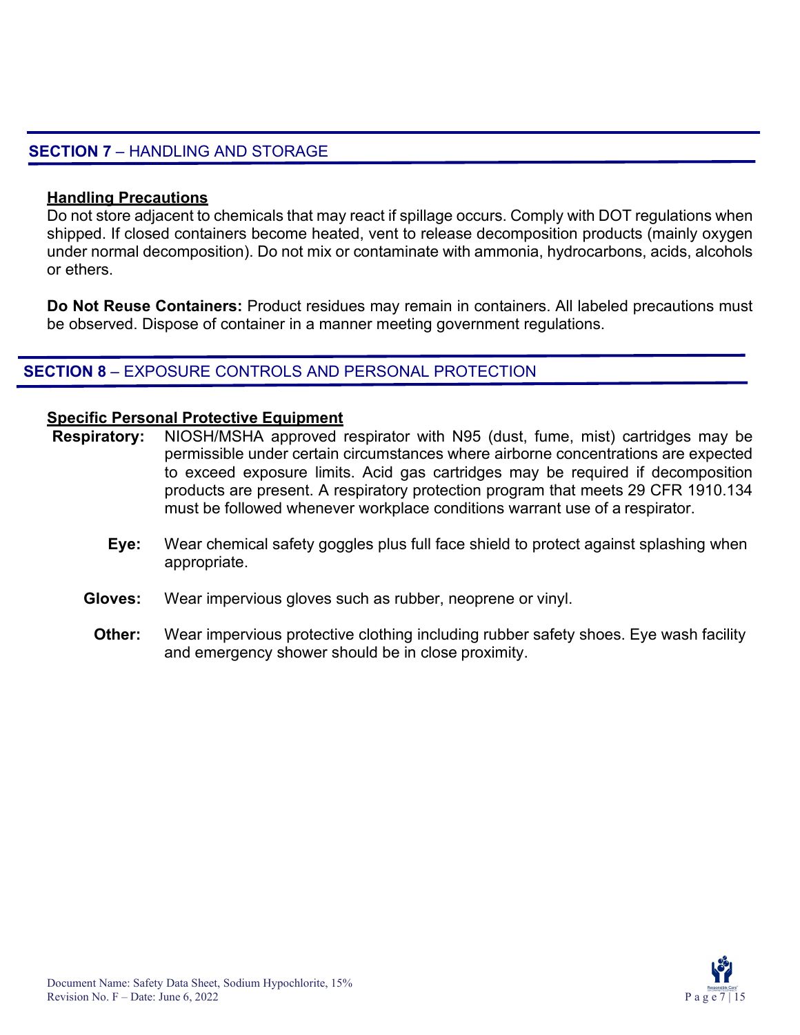## SECTION 7 – HANDLING AND STORAGE

**Handling Precautions**

Do not store adjacent to chemicals that may react if spillage occurs. Comply with DOT regulations when shipped. If closed containers become heated, vent to release decomposition products (mainly oxygen under normal decomposition). Do not mix or contaminate with ammonia, hydrocarbons, acids, alcohols or ethers.

**Do Not Reuse Containers:** Product residues may remain in containers. All labeled precautions must be observed. Dispose of container in a manner meeting government regulations.

## SECTION 8 – EXPOSURE CONTROLS AND PERSONAL PROTECTION

**Specific Personal Protective Equipment**

**Respiratory:** NIOSH/MSHA approved respirator with N95 (dust, fume, mist) cartridges may be permissible under certain circumstances where airborne concentrations are expected to exceed exposure limits. Acid gas cartridges may be required if decomposition products are present. A respiratory protection program that meets 29 CFR 1910.134 must be followed whenever workplace conditions warrant use of a respirator.

**Eye:** Wear chemical safety goggles plus full face shield to protect against splashing when appropriate.

**Gloves:** Wear impervious gloves such as rubber, neoprene or vinyl.

**Other:** Wear impervious protective clothing including rubber safety shoes. Eye wash facility and emergency shower should be in close proximity.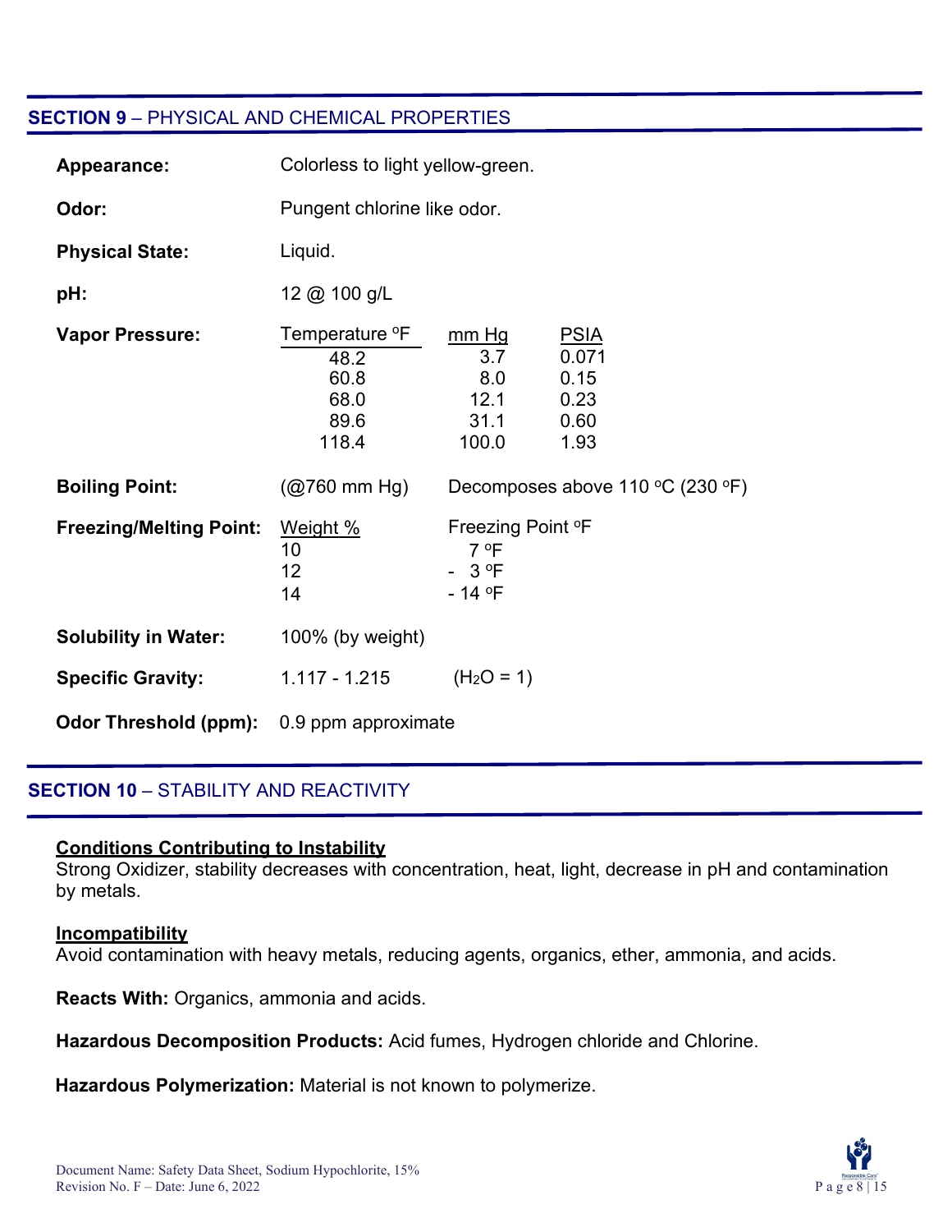## SECTION 9 – PHYSICAL AND CHEMICAL PROPERTIES

**Appearance:** Colorless to light yellow-green.

**Odor:** Pungent chlorine like odor.

**Physical State:** Liquid.

**pH:** 12 @ 100 g/L

**Vapor Pressure:**

| Temperature °F | mm Hg | PSIA |
|---|---|---|
| 48.2 | 3.7 | 0.071 |
| 60.8 | 8.0 | 0.15 |
| 68.0 | 12.1 | 0.23 |
| 89.6 | 31.1 | 0.60 |
| 118.4 | 100.0 | 1.93 |

**Boiling Point:** (@760 mm Hg) Decomposes above 110 °C (230 °F)

**Freezing/Melting Point:**

| Weight % | Freezing Point °F |
|---|---|
| 10 | 7 °F |
| 12 | - 3 °F |
| 14 | - 14 °F |

**Solubility in Water:** 100% (by weight)

**Specific Gravity:** 1.117 - 1.215 ($H_2O$ = 1)

**Odor Threshold (ppm):** 0.9 ppm approximate

## SECTION 10 – STABILITY AND REACTIVITY

**Conditions Contributing to Instability**
Strong Oxidizer, stability decreases with concentration, heat, light, decrease in pH and contamination by metals.

**Incompatibility**
Avoid contamination with heavy metals, reducing agents, organics, ether, ammonia, and acids.

**Reacts With:** Organics, ammonia and acids.

**Hazardous Decomposition Products:** Acid fumes, Hydrogen chloride and Chlorine.

**Hazardous Polymerization:** Material is not known to polymerize.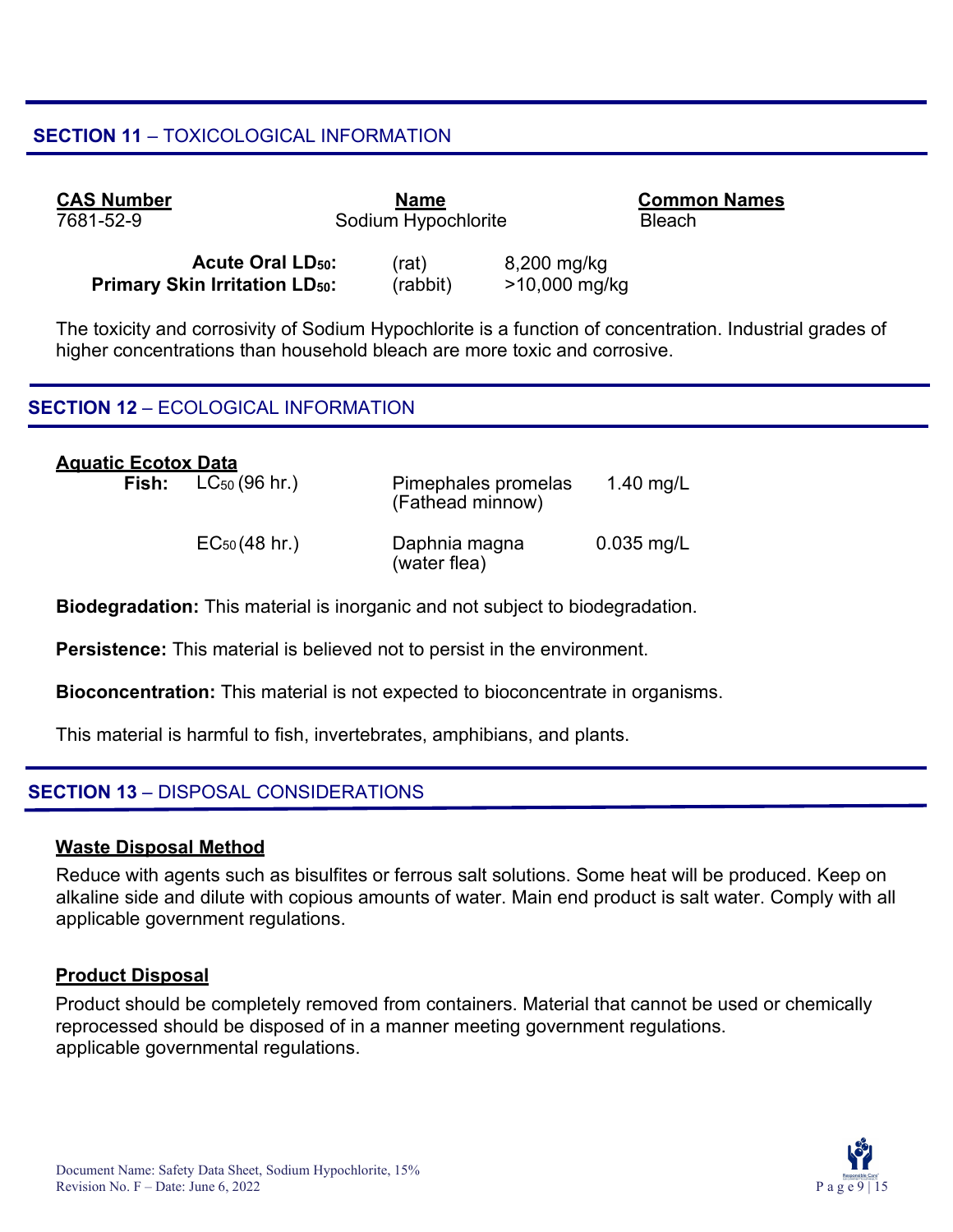## SECTION 11 – TOXICOLOGICAL INFORMATION

| CAS Number | Name | Common Names |
|---|---|---|
| 7681-52-9 | Sodium Hypochlorite | Bleach |

| | | |
|---|---|---|
| **Acute Oral $LD_{50}$:** | (rat) | 8,200 mg/kg |
| **Primary Skin Irritation $LD_{50}$:** | (rabbit) | >10,000 mg/kg |

The toxicity and corrosivity of Sodium Hypochlorite is a function of concentration. Industrial grades of higher concentrations than household bleach are more toxic and corrosive.

## SECTION 12 – ECOLOGICAL INFORMATION

**Aquatic Ecotox Data**

| | | | |
|---|---|---|---|
| **Fish:** | $LC_{50}$ (96 hr.) | Pimephales promelas (Fathead minnow) | 1.40 mg/L |
| | $EC_{50}$ (48 hr.) | Daphnia magna (water flea) | 0.035 mg/L |

**Biodegradation:** This material is inorganic and not subject to biodegradation.

**Persistence:** This material is believed not to persist in the environment.

**Bioconcentration:** This material is not expected to bioconcentrate in organisms.

This material is harmful to fish, invertebrates, amphibians, and plants.

## SECTION 13 – DISPOSAL CONSIDERATIONS

**Waste Disposal Method**

Reduce with agents such as bisulfites or ferrous salt solutions. Some heat will be produced. Keep on alkaline side and dilute with copious amounts of water. Main end product is salt water. Comply with all applicable government regulations.

**Product Disposal**

Product should be completely removed from containers. Material that cannot be used or chemically reprocessed should be disposed of in a manner meeting government regulations.
applicable governmental regulations.

Document Name: Safety Data Sheet, Sodium Hypochlorite, 15%
Revision No. F – Date: June 6, 2022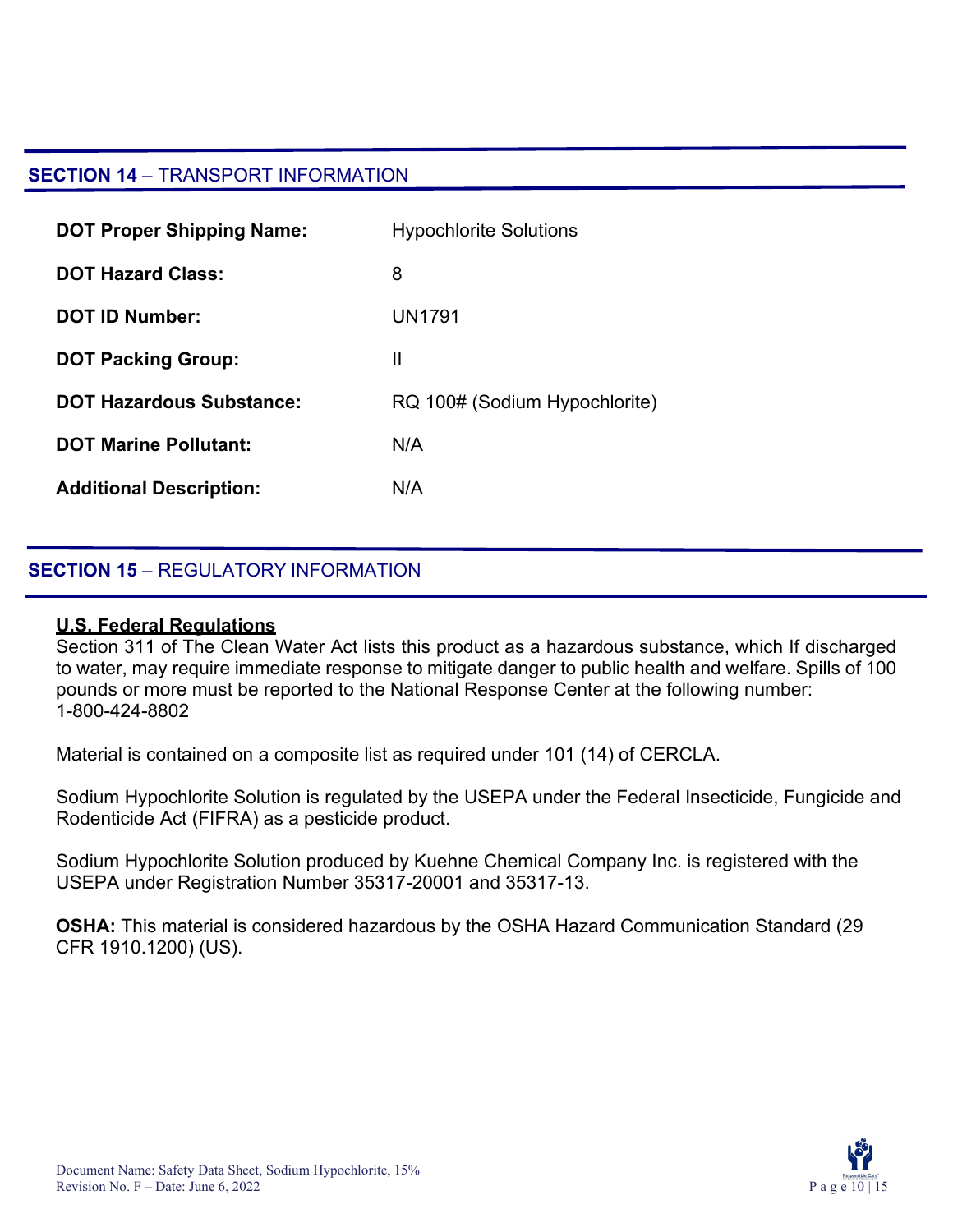## SECTION 14 – TRANSPORT INFORMATION

| | |
|---|---|
| **DOT Proper Shipping Name:** | Hypochlorite Solutions |
| **DOT Hazard Class:** | 8 |
| **DOT ID Number:** | UN1791 |
| **DOT Packing Group:** | II |
| **DOT Hazardous Substance:** | RQ 100# (Sodium Hypochlorite) |
| **DOT Marine Pollutant:** | N/A |
| **Additional Description:** | N/A |

## SECTION 15 – REGULATORY INFORMATION

**U.S. Federal Regulations**

Section 311 of The Clean Water Act lists this product as a hazardous substance, which If discharged to water, may require immediate response to mitigate danger to public health and welfare. Spills of 100 pounds or more must be reported to the National Response Center at the following number: 1-800-424-8802

Material is contained on a composite list as required under 101 (14) of CERCLA.

Sodium Hypochlorite Solution is regulated by the USEPA under the Federal Insecticide, Fungicide and Rodenticide Act (FIFRA) as a pesticide product.

Sodium Hypochlorite Solution produced by Kuehne Chemical Company Inc. is registered with the USEPA under Registration Number 35317-20001 and 35317-13.

**OSHA:** This material is considered hazardous by the OSHA Hazard Communication Standard (29 CFR 1910.1200) (US).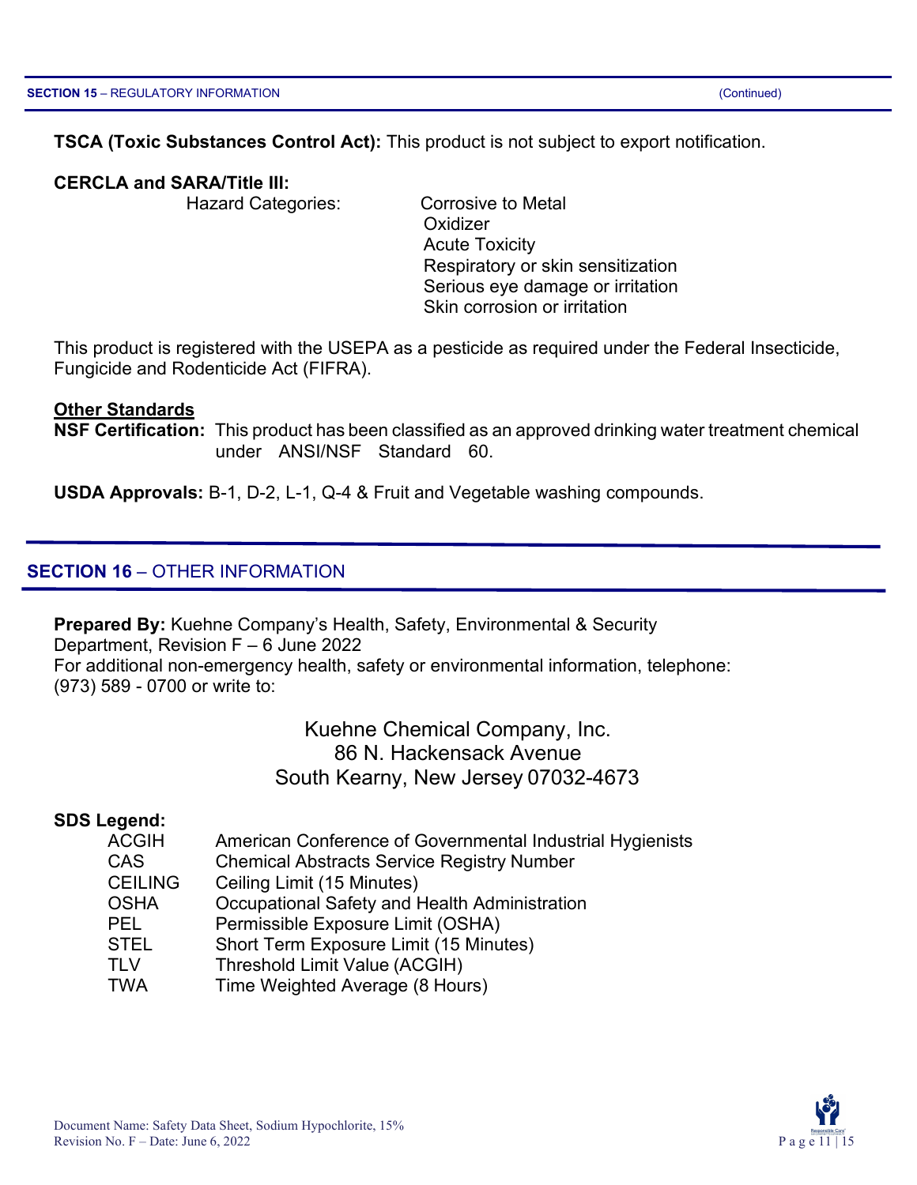**TSCA (Toxic Substances Control Act):** This product is not subject to export notification.

**CERCLA and SARA/Title III:**

Hazard Categories:
- Corrosive to Metal
- Oxidizer
- Acute Toxicity
- Respiratory or skin sensitization
- Serious eye damage or irritation
- Skin corrosion or irritation

This product is registered with the USEPA as a pesticide as required under the Federal Insecticide, Fungicide and Rodenticide Act (FIFRA).

**Other Standards**

**NSF Certification:** This product has been classified as an approved drinking water treatment chemical under ANSI/NSF Standard 60.

**USDA Approvals:** B-1, D-2, L-1, Q-4 & Fruit and Vegetable washing compounds.

## SECTION 16 – OTHER INFORMATION

**Prepared By:** Kuehne Company's Health, Safety, Environmental & Security Department, Revision F – 6 June 2022
For additional non-emergency health, safety or environmental information, telephone: (973) 589 - 0700 or write to:

Kuehne Chemical Company, Inc.
86 N. Hackensack Avenue
South Kearny, New Jersey 07032-4673

**SDS Legend:**

| | |
|---|---|
| ACGIH | American Conference of Governmental Industrial Hygienists |
| CAS | Chemical Abstracts Service Registry Number |
| CEILING | Ceiling Limit (15 Minutes) |
| OSHA | Occupational Safety and Health Administration |
| PEL | Permissible Exposure Limit (OSHA) |
| STEL | Short Term Exposure Limit (15 Minutes) |
| TLV | Threshold Limit Value (ACGIH) |
| TWA | Time Weighted Average (8 Hours) |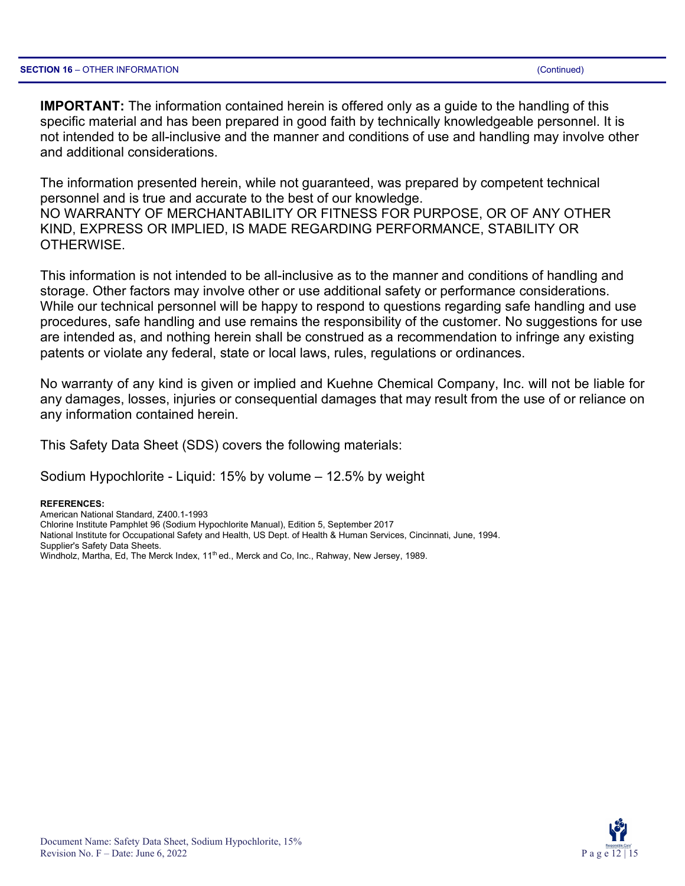**SECTION 16** – OTHER INFORMATION (Continued)

**IMPORTANT:** The information contained herein is offered only as a guide to the handling of this specific material and has been prepared in good faith by technically knowledgeable personnel. It is not intended to be all-inclusive and the manner and conditions of use and handling may involve other and additional considerations.

The information presented herein, while not guaranteed, was prepared by competent technical personnel and is true and accurate to the best of our knowledge.
NO WARRANTY OF MERCHANTABILITY OR FITNESS FOR PURPOSE, OR OF ANY OTHER KIND, EXPRESS OR IMPLIED, IS MADE REGARDING PERFORMANCE, STABILITY OR OTHERWISE.

This information is not intended to be all-inclusive as to the manner and conditions of handling and storage. Other factors may involve other or use additional safety or performance considerations. While our technical personnel will be happy to respond to questions regarding safe handling and use procedures, safe handling and use remains the responsibility of the customer. No suggestions for use are intended as, and nothing herein shall be construed as a recommendation to infringe any existing patents or violate any federal, state or local laws, rules, regulations or ordinances.

No warranty of any kind is given or implied and Kuehne Chemical Company, Inc. will not be liable for any damages, losses, injuries or consequential damages that may result from the use of or reliance on any information contained herein.

This Safety Data Sheet (SDS) covers the following materials:

Sodium Hypochlorite - Liquid: 15% by volume – 12.5% by weight

**REFERENCES:**
American National Standard, Z400.1-1993
Chlorine Institute Pamphlet 96 (Sodium Hypochlorite Manual), Edition 5, September 2017
National Institute for Occupational Safety and Health, US Dept. of Health & Human Services, Cincinnati, June, 1994.
Supplier's Safety Data Sheets.
Windholz, Martha, Ed, The Merck Index, 11th ed., Merck and Co, Inc., Rahway, New Jersey, 1989.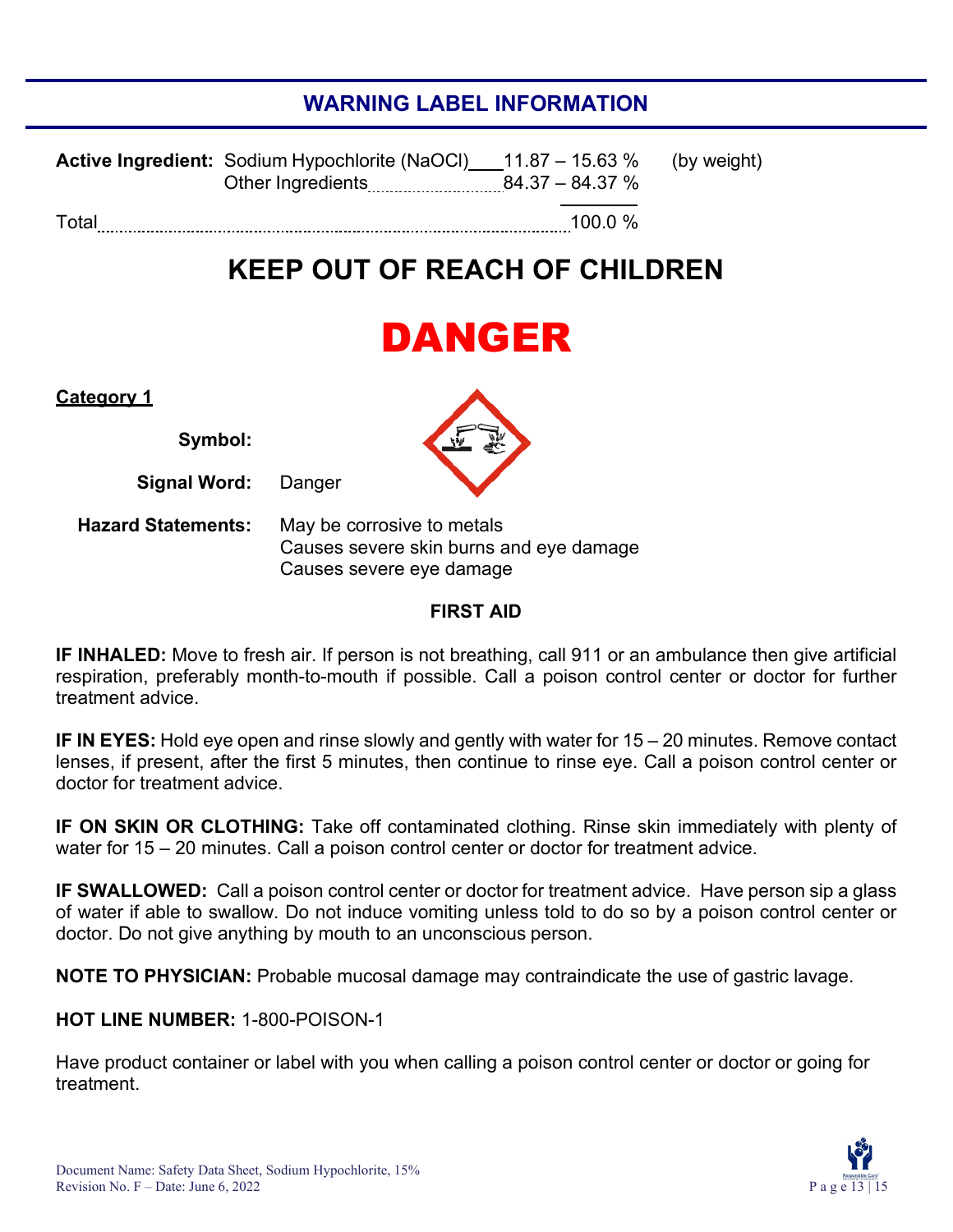## WARNING LABEL INFORMATION

| | | | |
|---|---|---|---|
| **Active Ingredient:** | Sodium Hypochlorite (NaOCl) | 11.87 – 15.63 % | (by weight) |
| | Other Ingredients | 84.37 – 84.37 % | |
| Total | | 100.0 % | |

# KEEP OUT OF REACH OF CHILDREN

# DANGER

**Category 1**

**Symbol:**

**Signal Word:** Danger

**Hazard Statements:** May be corrosive to metals
Causes severe skin burns and eye damage
Causes severe eye damage

### FIRST AID

**IF INHALED:** Move to fresh air. If person is not breathing, call 911 or an ambulance then give artificial respiration, preferably month-to-mouth if possible. Call a poison control center or doctor for further treatment advice.

**IF IN EYES:** Hold eye open and rinse slowly and gently with water for 15 – 20 minutes. Remove contact lenses, if present, after the first 5 minutes, then continue to rinse eye. Call a poison control center or doctor for treatment advice.

**IF ON SKIN OR CLOTHING:** Take off contaminated clothing. Rinse skin immediately with plenty of water for 15 – 20 minutes. Call a poison control center or doctor for treatment advice.

**IF SWALLOWED:** Call a poison control center or doctor for treatment advice. Have person sip a glass of water if able to swallow. Do not induce vomiting unless told to do so by a poison control center or doctor. Do not give anything by mouth to an unconscious person.

**NOTE TO PHYSICIAN:** Probable mucosal damage may contraindicate the use of gastric lavage.

**HOT LINE NUMBER:** 1-800-POISON-1

Have product container or label with you when calling a poison control center or doctor or going for treatment.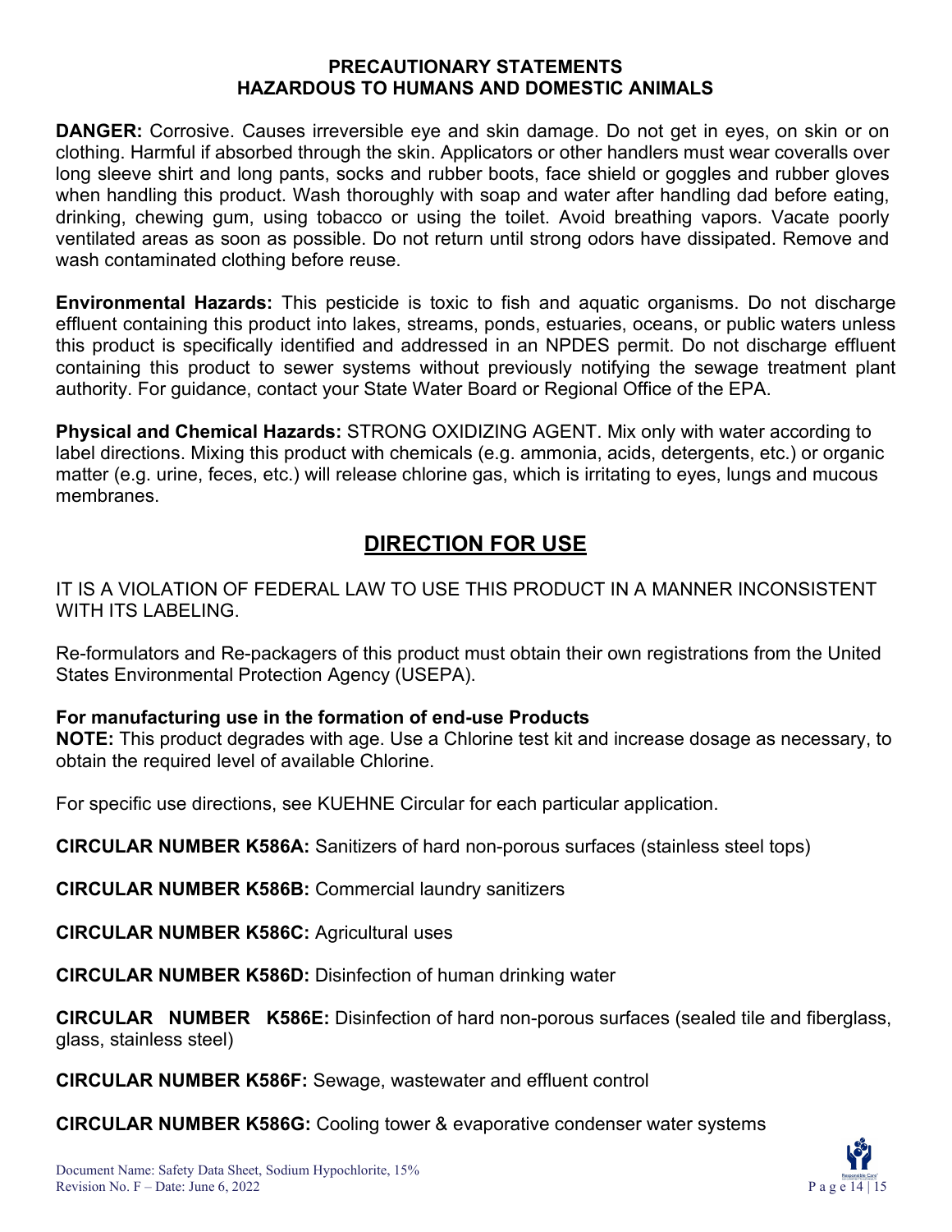**PRECAUTIONARY STATEMENTS**
**HAZARDOUS TO HUMANS AND DOMESTIC ANIMALS**

**DANGER:** Corrosive. Causes irreversible eye and skin damage. Do not get in eyes, on skin or on clothing. Harmful if absorbed through the skin. Applicators or other handlers must wear coveralls over long sleeve shirt and long pants, socks and rubber boots, face shield or goggles and rubber gloves when handling this product. Wash thoroughly with soap and water after handling dad before eating, drinking, chewing gum, using tobacco or using the toilet. Avoid breathing vapors. Vacate poorly ventilated areas as soon as possible. Do not return until strong odors have dissipated. Remove and wash contaminated clothing before reuse.

**Environmental Hazards:** This pesticide is toxic to fish and aquatic organisms. Do not discharge effluent containing this product into lakes, streams, ponds, estuaries, oceans, or public waters unless this product is specifically identified and addressed in an NPDES permit. Do not discharge effluent containing this product to sewer systems without previously notifying the sewage treatment plant authority. For guidance, contact your State Water Board or Regional Office of the EPA.

**Physical and Chemical Hazards:** STRONG OXIDIZING AGENT. Mix only with water according to label directions. Mixing this product with chemicals (e.g. ammonia, acids, detergents, etc.) or organic matter (e.g. urine, feces, etc.) will release chlorine gas, which is irritating to eyes, lungs and mucous membranes.

## DIRECTION FOR USE

IT IS A VIOLATION OF FEDERAL LAW TO USE THIS PRODUCT IN A MANNER INCONSISTENT WITH ITS LABELING.

Re-formulators and Re-packagers of this product must obtain their own registrations from the United States Environmental Protection Agency (USEPA).

**For manufacturing use in the formation of end-use Products**
**NOTE:** This product degrades with age. Use a Chlorine test kit and increase dosage as necessary, to obtain the required level of available Chlorine.

For specific use directions, see KUEHNE Circular for each particular application.

**CIRCULAR NUMBER K586A:** Sanitizers of hard non-porous surfaces (stainless steel tops)

**CIRCULAR NUMBER K586B:** Commercial laundry sanitizers

**CIRCULAR NUMBER K586C:** Agricultural uses

**CIRCULAR NUMBER K586D:** Disinfection of human drinking water

**CIRCULAR NUMBER K586E:** Disinfection of hard non-porous surfaces (sealed tile and fiberglass, glass, stainless steel)

**CIRCULAR NUMBER K586F:** Sewage, wastewater and effluent control

**CIRCULAR NUMBER K586G:** Cooling tower & evaporative condenser water systems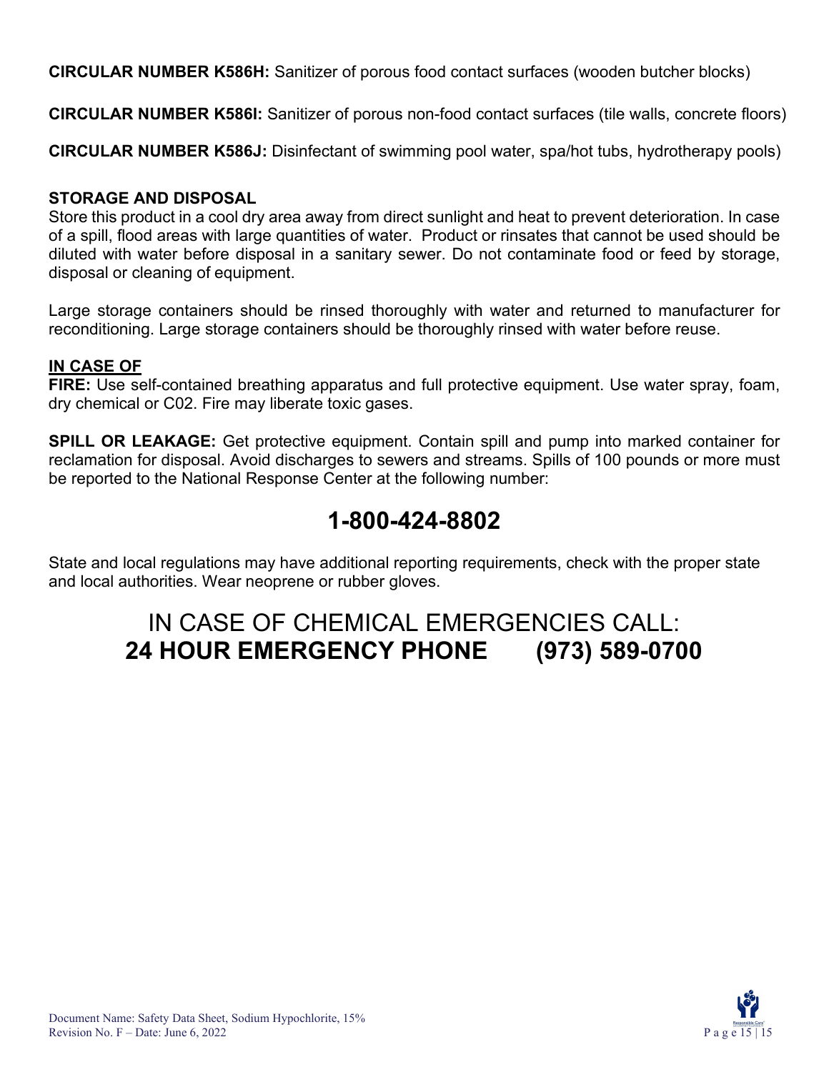**CIRCULAR NUMBER K586H:** Sanitizer of porous food contact surfaces (wooden butcher blocks)

**CIRCULAR NUMBER K586I:** Sanitizer of porous non-food contact surfaces (tile walls, concrete floors)

**CIRCULAR NUMBER K586J:** Disinfectant of swimming pool water, spa/hot tubs, hydrotherapy pools)

**STORAGE AND DISPOSAL**

Store this product in a cool dry area away from direct sunlight and heat to prevent deterioration. In case of a spill, flood areas with large quantities of water. Product or rinsates that cannot be used should be diluted with water before disposal in a sanitary sewer. Do not contaminate food or feed by storage, disposal or cleaning of equipment.

Large storage containers should be rinsed thoroughly with water and returned to manufacturer for reconditioning. Large storage containers should be thoroughly rinsed with water before reuse.

**IN CASE OF**

**FIRE:** Use self-contained breathing apparatus and full protective equipment. Use water spray, foam, dry chemical or C02. Fire may liberate toxic gases.

**SPILL OR LEAKAGE:** Get protective equipment. Contain spill and pump into marked container for reclamation for disposal. Avoid discharges to sewers and streams. Spills of 100 pounds or more must be reported to the National Response Center at the following number:

## 1-800-424-8802

State and local regulations may have additional reporting requirements, check with the proper state and local authorities. Wear neoprene or rubber gloves.

## IN CASE OF CHEMICAL EMERGENCIES CALL:
## **24 HOUR EMERGENCY PHONE (973) 589-0700**

Document Name: Safety Data Sheet, Sodium Hypochlorite, 15%
Revision No. F – Date: June 6, 2022